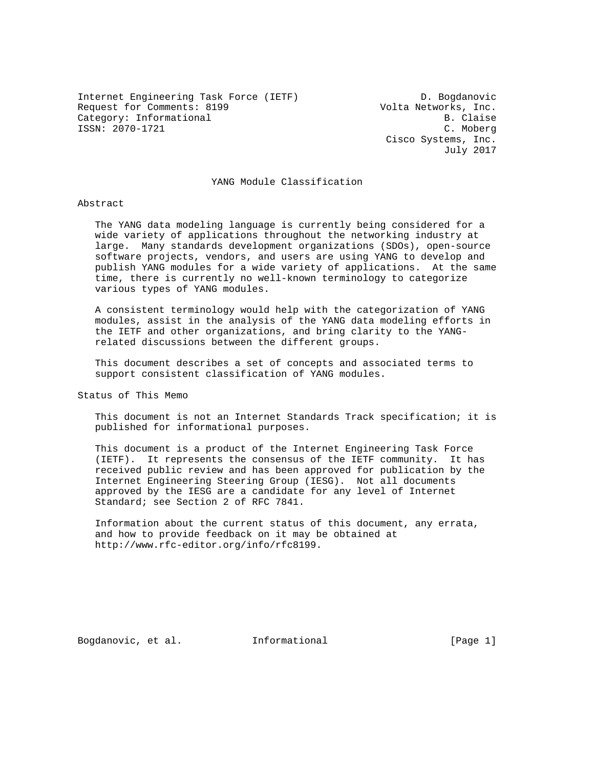Internet Engineering Task Force (IETF) D. Bogdanovic
Request for Comments: 8199 Volta Networks, Inc.
Category: Informational B. Claise
ISSN: 2070-1721 C. Moberg
Cisco Systems, Inc.
July 2017

# YANG Module Classification

## Abstract

The YANG data modeling language is currently being considered for a wide variety of applications throughout the networking industry at large. Many standards development organizations (SDOs), open-source software projects, vendors, and users are using YANG to develop and publish YANG modules for a wide variety of applications. At the same time, there is currently no well-known terminology to categorize various types of YANG modules.

A consistent terminology would help with the categorization of YANG modules, assist in the analysis of the YANG data modeling efforts in the IETF and other organizations, and bring clarity to the YANG-related discussions between the different groups.

This document describes a set of concepts and associated terms to support consistent classification of YANG modules.

## Status of This Memo

This document is not an Internet Standards Track specification; it is published for informational purposes.

This document is a product of the Internet Engineering Task Force (IETF). It represents the consensus of the IETF community. It has received public review and has been approved for publication by the Internet Engineering Steering Group (IESG). Not all documents approved by the IESG are a candidate for any level of Internet Standard; see Section 2 of RFC 7841.

Information about the current status of this document, any errata, and how to provide feedback on it may be obtained at http://www.rfc-editor.org/info/rfc8199.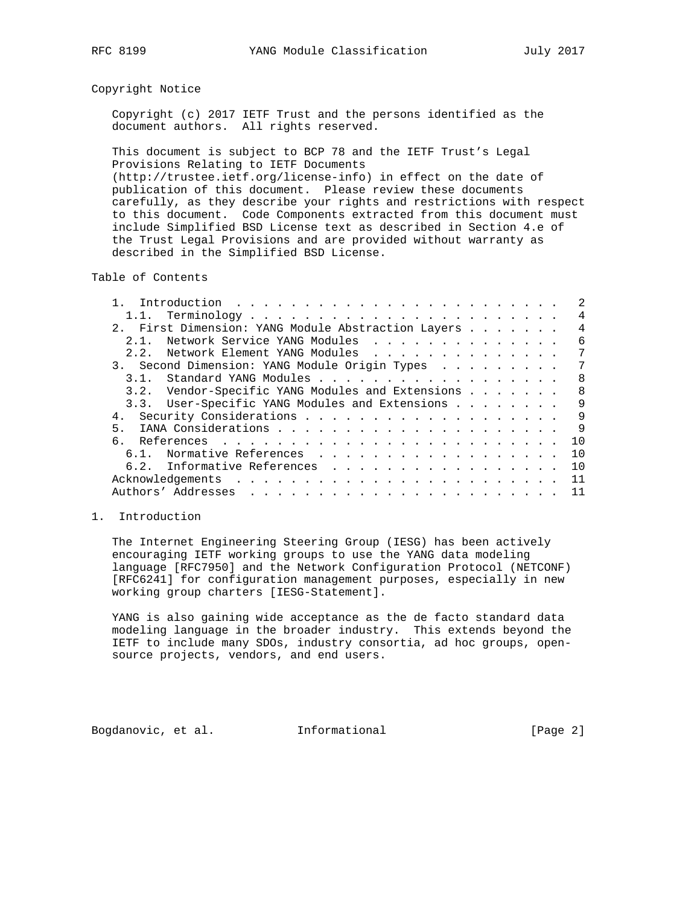## Copyright Notice

Copyright (c) 2017 IETF Trust and the persons identified as the document authors. All rights reserved.

This document is subject to BCP 78 and the IETF Trust's Legal Provisions Relating to IETF Documents (http://trustee.ietf.org/license-info) in effect on the date of publication of this document. Please review these documents carefully, as they describe your rights and restrictions with respect to this document. Code Components extracted from this document must include Simplified BSD License text as described in Section 4.e of the Trust Legal Provisions and are provided without warranty as described in the Simplified BSD License.

## Table of Contents

```
   1.  Introduction . . . . . . . . . . . . . . . . . . . . . . . .   2
     1.1.  Terminology . . . . . . . . . . . . . . . . . . . . . . .   4
   2.  First Dimension: YANG Module Abstraction Layers . . . . . . .   4
     2.1.  Network Service YANG Modules  . . . . . . . . . . . . . .   6
     2.2.  Network Element YANG Modules  . . . . . . . . . . . . . .   7
   3.  Second Dimension: YANG Module Origin Types  . . . . . . . . .   7
     3.1.  Standard YANG Modules . . . . . . . . . . . . . . . . . .   8
     3.2.  Vendor-Specific YANG Modules and Extensions . . . . . . .   8
     3.3.  User-Specific YANG Modules and Extensions . . . . . . . .   9
   4.  Security Considerations . . . . . . . . . . . . . . . . . . .   9
   5.  IANA Considerations . . . . . . . . . . . . . . . . . . . . .   9
   6.  References  . . . . . . . . . . . . . . . . . . . . . . . . .  10
     6.1.  Normative References  . . . . . . . . . . . . . . . . . .  10
     6.2.  Informative References  . . . . . . . . . . . . . . . . .  10
   Acknowledgements  . . . . . . . . . . . . . . . . . . . . . . . .  11
   Authors' Addresses  . . . . . . . . . . . . . . . . . . . . . . .  11
```

## 1. Introduction

The Internet Engineering Steering Group (IESG) has been actively encouraging IETF working groups to use the YANG data modeling language [RFC7950] and the Network Configuration Protocol (NETCONF) [RFC6241] for configuration management purposes, especially in new working group charters [IESG-Statement].

YANG is also gaining wide acceptance as the de facto standard data modeling language in the broader industry. This extends beyond the IETF to include many SDOs, industry consortia, ad hoc groups, open-source projects, vendors, and end users.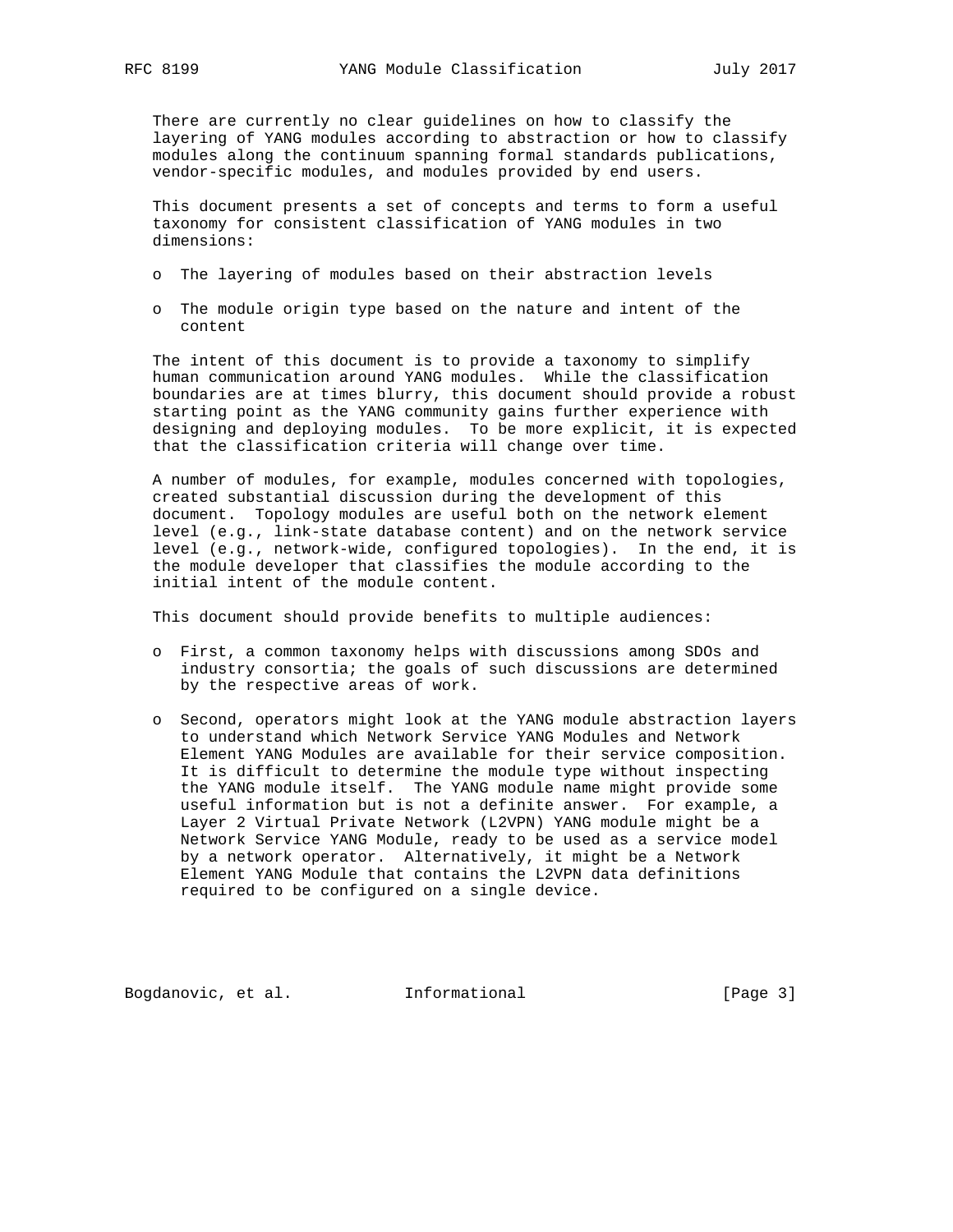There are currently no clear guidelines on how to classify the layering of YANG modules according to abstraction or how to classify modules along the continuum spanning formal standards publications, vendor-specific modules, and modules provided by end users.

This document presents a set of concepts and terms to form a useful taxonomy for consistent classification of YANG modules in two dimensions:

- The layering of modules based on their abstraction levels
- The module origin type based on the nature and intent of the content

The intent of this document is to provide a taxonomy to simplify human communication around YANG modules. While the classification boundaries are at times blurry, this document should provide a robust starting point as the YANG community gains further experience with designing and deploying modules. To be more explicit, it is expected that the classification criteria will change over time.

A number of modules, for example, modules concerned with topologies, created substantial discussion during the development of this document. Topology modules are useful both on the network element level (e.g., link-state database content) and on the network service level (e.g., network-wide, configured topologies). In the end, it is the module developer that classifies the module according to the initial intent of the module content.

This document should provide benefits to multiple audiences:

- First, a common taxonomy helps with discussions among SDOs and industry consortia; the goals of such discussions are determined by the respective areas of work.
- Second, operators might look at the YANG module abstraction layers to understand which Network Service YANG Modules and Network Element YANG Modules are available for their service composition. It is difficult to determine the module type without inspecting the YANG module itself. The YANG module name might provide some useful information but is not a definite answer. For example, a Layer 2 Virtual Private Network (L2VPN) YANG module might be a Network Service YANG Module, ready to be used as a service model by a network operator. Alternatively, it might be a Network Element YANG Module that contains the L2VPN data definitions required to be configured on a single device.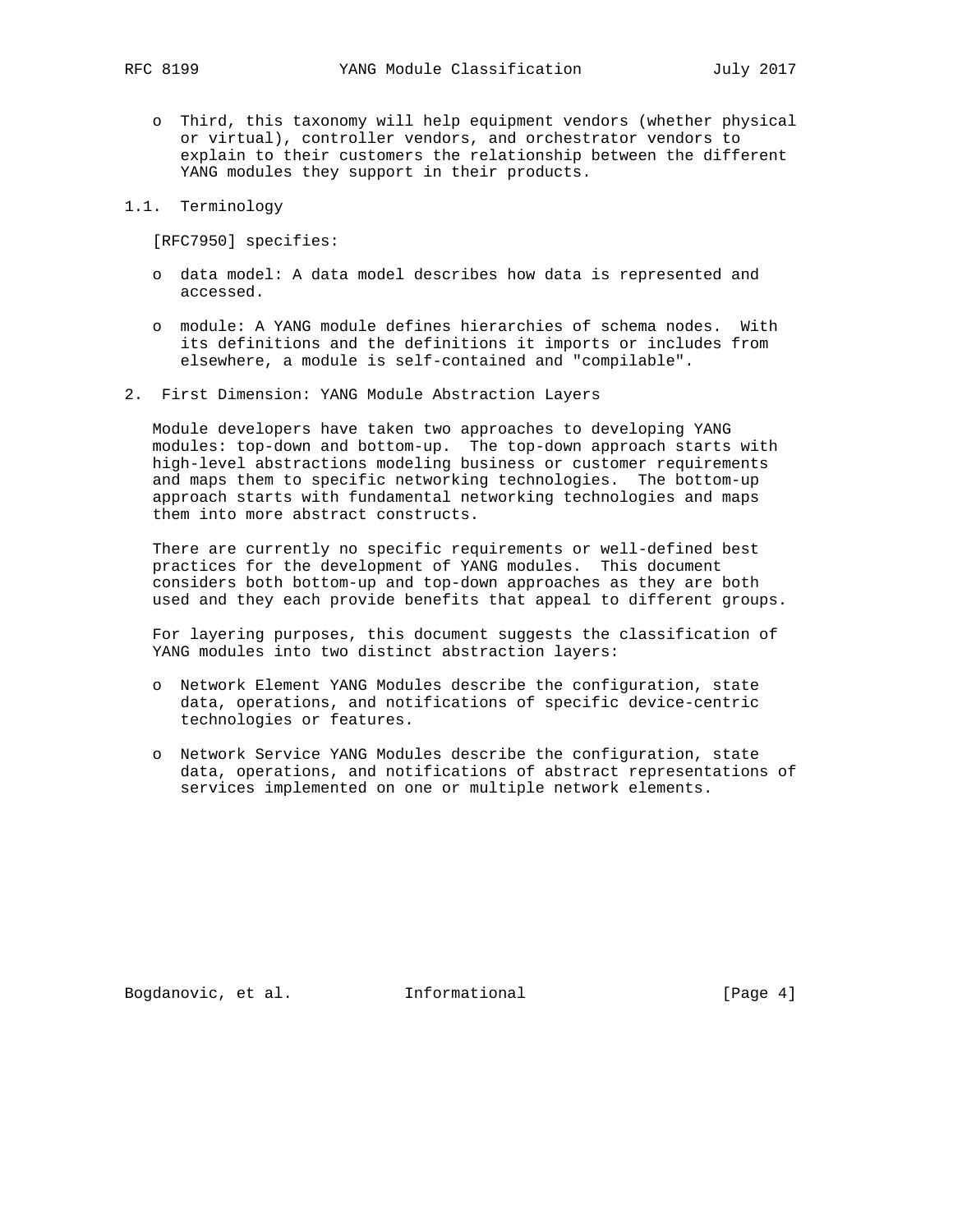- Third, this taxonomy will help equipment vendors (whether physical or virtual), controller vendors, and orchestrator vendors to explain to their customers the relationship between the different YANG modules they support in their products.

## 1.1. Terminology

[RFC7950] specifies:

- data model: A data model describes how data is represented and accessed.
- module: A YANG module defines hierarchies of schema nodes. With its definitions and the definitions it imports or includes from elsewhere, a module is self-contained and "compilable".

# 2. First Dimension: YANG Module Abstraction Layers

Module developers have taken two approaches to developing YANG modules: top-down and bottom-up. The top-down approach starts with high-level abstractions modeling business or customer requirements and maps them to specific networking technologies. The bottom-up approach starts with fundamental networking technologies and maps them into more abstract constructs.

There are currently no specific requirements or well-defined best practices for the development of YANG modules. This document considers both bottom-up and top-down approaches as they are both used and they each provide benefits that appeal to different groups.

For layering purposes, this document suggests the classification of YANG modules into two distinct abstraction layers:

- Network Element YANG Modules describe the configuration, state data, operations, and notifications of specific device-centric technologies or features.
- Network Service YANG Modules describe the configuration, state data, operations, and notifications of abstract representations of services implemented on one or multiple network elements.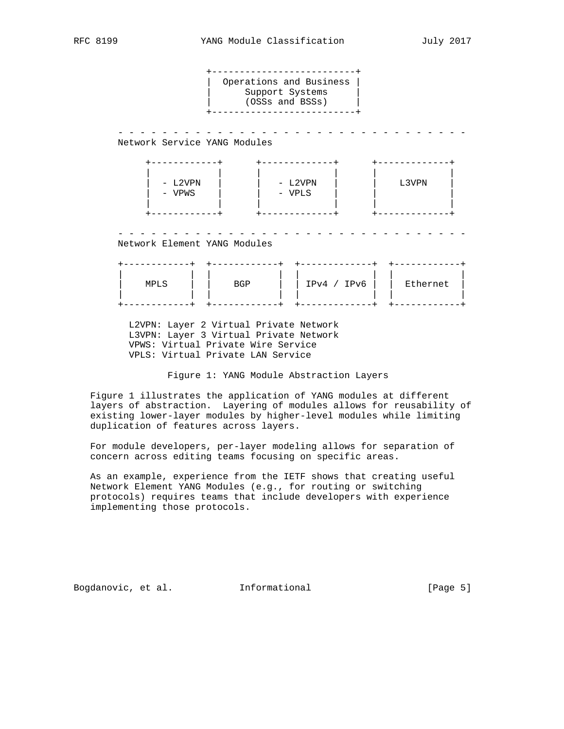```
                  +--------------------------+
                  |  Operations and Business |
                  |     Support Systems      |
                  |     (OSSs and BSSs)      |
                  +--------------------------+

  - - - - - - - - - - - - - - - - - - - - - - - - - - - - - - - -
  Network Service YANG Modules

       +------------+      +-------------+      +-------------+
       |            |      |             |      |             |
       |  - L2VPN   |      |  - L2VPN    |      |    L3VPN    |
       |  - VPWS    |      |  - VPLS     |      |             |
       |            |      |             |      |             |
       +------------+      +-------------+      +-------------+

  - - - - - - - - - - - - - - - - - - - - - - - - - - - - - - - -
  Network Element YANG Modules

  +------------+  +------------+  +-------------+  +------------+
  |            |  |            |  |             |  |            |
  |    MPLS    |  |    BGP     |  | IPv4 / IPv6 |  |  Ethernet  |
  |            |  |            |  |             |  |            |
  +------------+  +------------+  +-------------+  +------------+

    L2VPN: Layer 2 Virtual Private Network
    L3VPN: Layer 3 Virtual Private Network
    VPWS: Virtual Private Wire Service
    VPLS: Virtual Private LAN Service
```

Figure 1: YANG Module Abstraction Layers

Figure 1 illustrates the application of YANG modules at different layers of abstraction. Layering of modules allows for reusability of existing lower-layer modules by higher-level modules while limiting duplication of features across layers.

For module developers, per-layer modeling allows for separation of concern across editing teams focusing on specific areas.

As an example, experience from the IETF shows that creating useful Network Element YANG Modules (e.g., for routing or switching protocols) requires teams that include developers with experience implementing those protocols.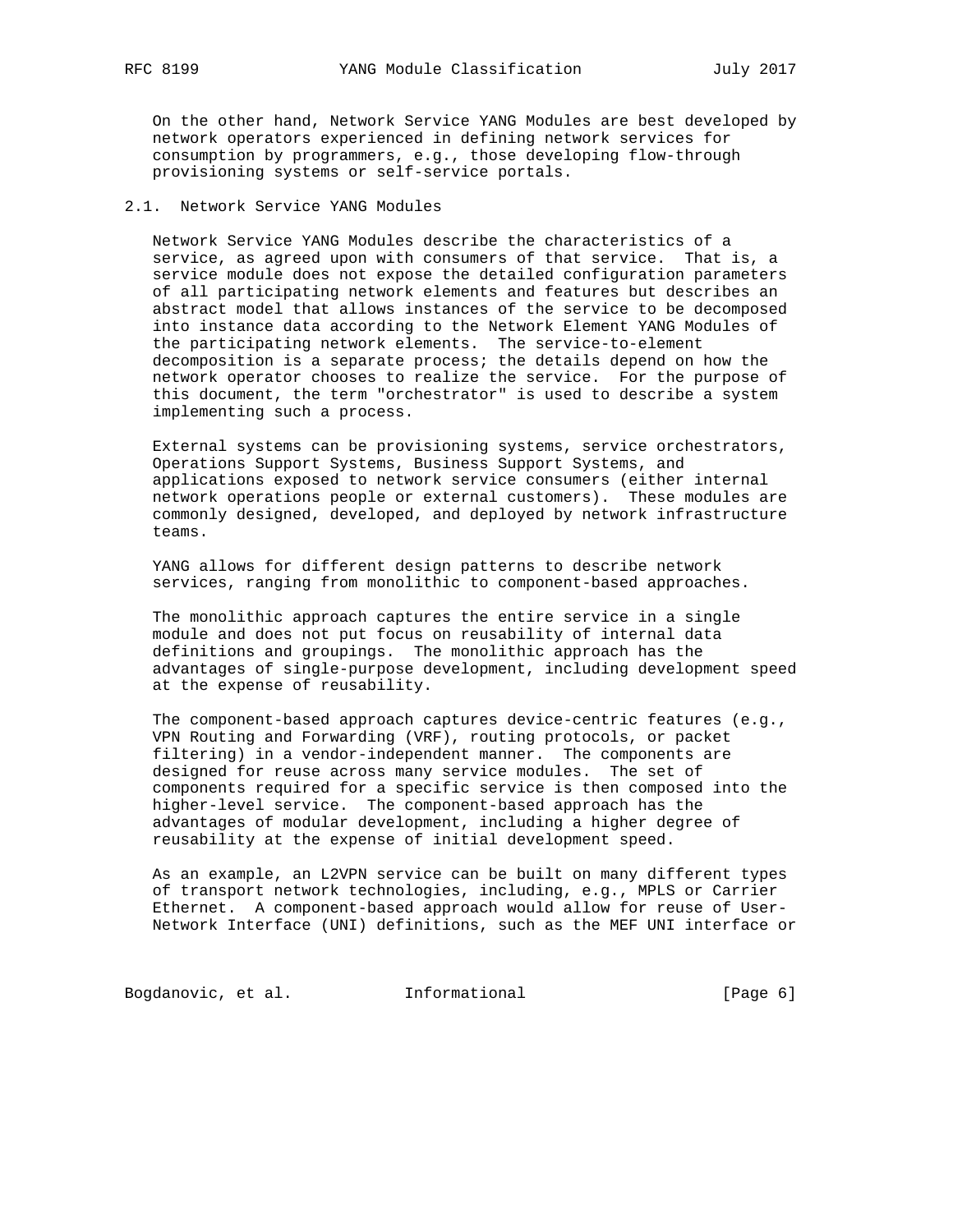On the other hand, Network Service YANG Modules are best developed by network operators experienced in defining network services for consumption by programmers, e.g., those developing flow-through provisioning systems or self-service portals.

## 2.1. Network Service YANG Modules

Network Service YANG Modules describe the characteristics of a service, as agreed upon with consumers of that service. That is, a service module does not expose the detailed configuration parameters of all participating network elements and features but describes an abstract model that allows instances of the service to be decomposed into instance data according to the Network Element YANG Modules of the participating network elements. The service-to-element decomposition is a separate process; the details depend on how the network operator chooses to realize the service. For the purpose of this document, the term "orchestrator" is used to describe a system implementing such a process.

External systems can be provisioning systems, service orchestrators, Operations Support Systems, Business Support Systems, and applications exposed to network service consumers (either internal network operations people or external customers). These modules are commonly designed, developed, and deployed by network infrastructure teams.

YANG allows for different design patterns to describe network services, ranging from monolithic to component-based approaches.

The monolithic approach captures the entire service in a single module and does not put focus on reusability of internal data definitions and groupings. The monolithic approach has the advantages of single-purpose development, including development speed at the expense of reusability.

The component-based approach captures device-centric features (e.g., VPN Routing and Forwarding (VRF), routing protocols, or packet filtering) in a vendor-independent manner. The components are designed for reuse across many service modules. The set of components required for a specific service is then composed into the higher-level service. The component-based approach has the advantages of modular development, including a higher degree of reusability at the expense of initial development speed.

As an example, an L2VPN service can be built on many different types of transport network technologies, including, e.g., MPLS or Carrier Ethernet. A component-based approach would allow for reuse of User-Network Interface (UNI) definitions, such as the MEF UNI interface or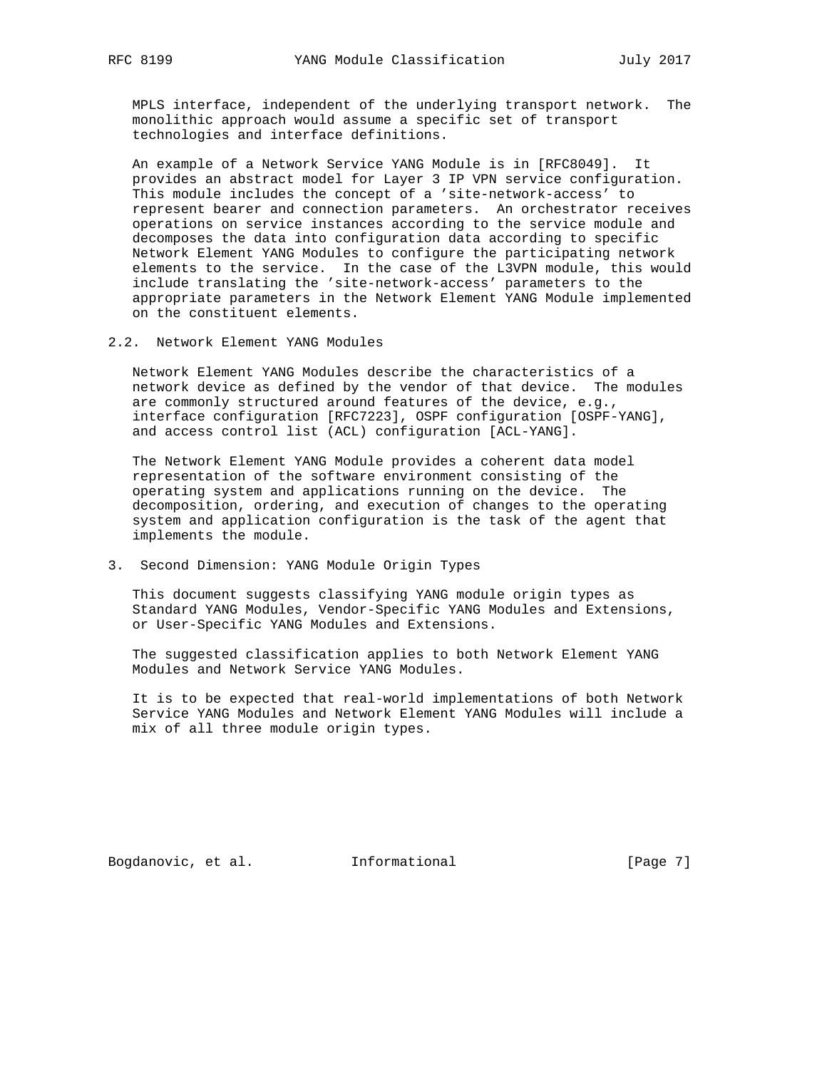MPLS interface, independent of the underlying transport network. The monolithic approach would assume a specific set of transport technologies and interface definitions.

An example of a Network Service YANG Module is in [RFC8049]. It provides an abstract model for Layer 3 IP VPN service configuration. This module includes the concept of a 'site-network-access' to represent bearer and connection parameters. An orchestrator receives operations on service instances according to the service module and decomposes the data into configuration data according to specific Network Element YANG Modules to configure the participating network elements to the service. In the case of the L3VPN module, this would include translating the 'site-network-access' parameters to the appropriate parameters in the Network Element YANG Module implemented on the constituent elements.

### 2.2. Network Element YANG Modules

Network Element YANG Modules describe the characteristics of a network device as defined by the vendor of that device. The modules are commonly structured around features of the device, e.g., interface configuration [RFC7223], OSPF configuration [OSPF-YANG], and access control list (ACL) configuration [ACL-YANG].

The Network Element YANG Module provides a coherent data model representation of the software environment consisting of the operating system and applications running on the device. The decomposition, ordering, and execution of changes to the operating system and application configuration is the task of the agent that implements the module.

## 3. Second Dimension: YANG Module Origin Types

This document suggests classifying YANG module origin types as Standard YANG Modules, Vendor-Specific YANG Modules and Extensions, or User-Specific YANG Modules and Extensions.

The suggested classification applies to both Network Element YANG Modules and Network Service YANG Modules.

It is to be expected that real-world implementations of both Network Service YANG Modules and Network Element YANG Modules will include a mix of all three module origin types.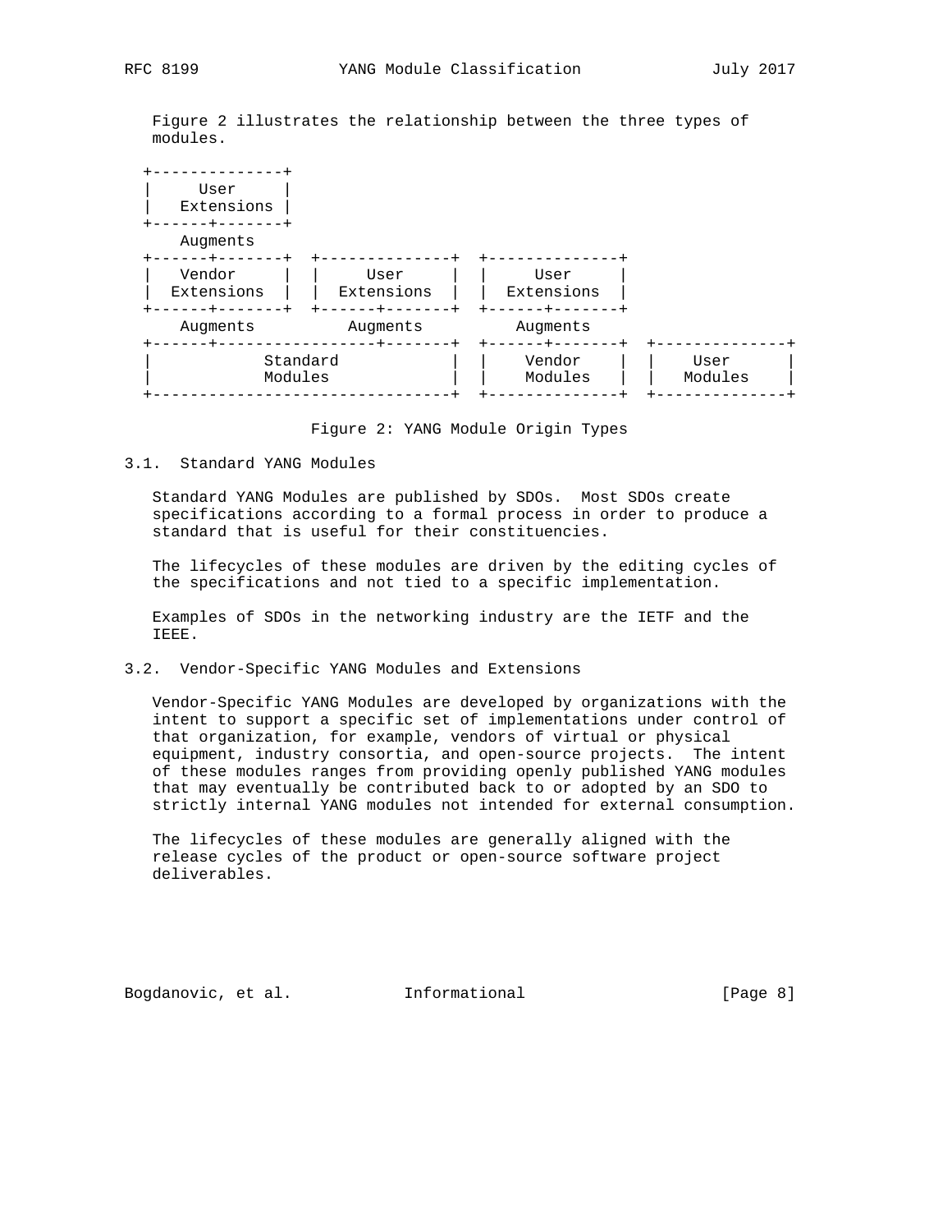Figure 2 illustrates the relationship between the three types of modules.

```
+--------------+
|     User     |
|   Extensions |
+------+-------+
   Augments
+------+-------+  +--------------+  +--------------+
|   Vendor     |  |     User     |  |     User     |
|  Extensions  |  |  Extensions  |  |  Extensions  |
+------+-------+  +------+-------+  +------+-------+
   Augments          Augments          Augments
+------+-----------------+-------+  +------+-------+  +--------------+
|           Standard             |  |    Vendor    |  |     User     |
|           Modules              |  |    Modules   |  |    Modules   |
+--------------------------------+  +--------------+  +--------------+
```

Figure 2: YANG Module Origin Types

## 3.1. Standard YANG Modules

Standard YANG Modules are published by SDOs. Most SDOs create specifications according to a formal process in order to produce a standard that is useful for their constituencies.

The lifecycles of these modules are driven by the editing cycles of the specifications and not tied to a specific implementation.

Examples of SDOs in the networking industry are the IETF and the IEEE.

## 3.2. Vendor-Specific YANG Modules and Extensions

Vendor-Specific YANG Modules are developed by organizations with the intent to support a specific set of implementations under control of that organization, for example, vendors of virtual or physical equipment, industry consortia, and open-source projects. The intent of these modules ranges from providing openly published YANG modules that may eventually be contributed back to or adopted by an SDO to strictly internal YANG modules not intended for external consumption.

The lifecycles of these modules are generally aligned with the release cycles of the product or open-source software project deliverables.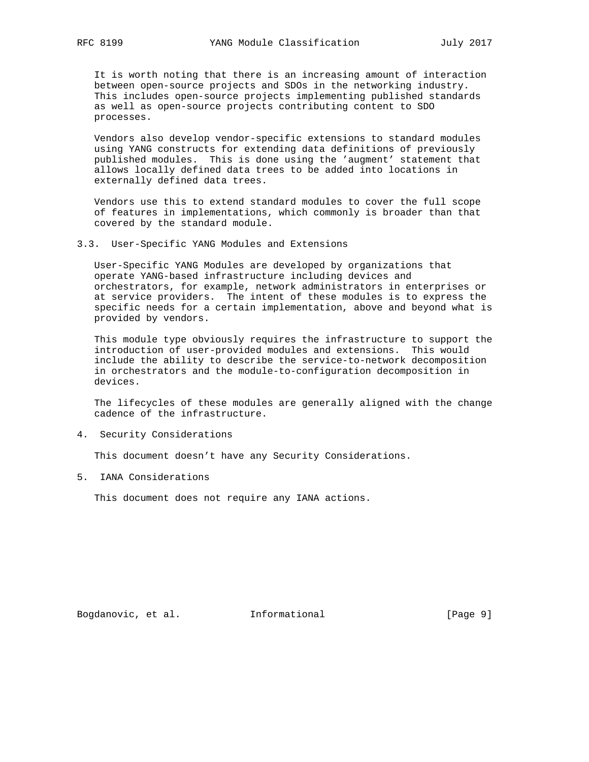It is worth noting that there is an increasing amount of interaction between open-source projects and SDOs in the networking industry. This includes open-source projects implementing published standards as well as open-source projects contributing content to SDO processes.

Vendors also develop vendor-specific extensions to standard modules using YANG constructs for extending data definitions of previously published modules. This is done using the 'augment' statement that allows locally defined data trees to be added into locations in externally defined data trees.

Vendors use this to extend standard modules to cover the full scope of features in implementations, which commonly is broader than that covered by the standard module.

### 3.3. User-Specific YANG Modules and Extensions

User-Specific YANG Modules are developed by organizations that operate YANG-based infrastructure including devices and orchestrators, for example, network administrators in enterprises or at service providers. The intent of these modules is to express the specific needs for a certain implementation, above and beyond what is provided by vendors.

This module type obviously requires the infrastructure to support the introduction of user-provided modules and extensions. This would include the ability to describe the service-to-network decomposition in orchestrators and the module-to-configuration decomposition in devices.

The lifecycles of these modules are generally aligned with the change cadence of the infrastructure.

## 4. Security Considerations

This document doesn't have any Security Considerations.

## 5. IANA Considerations

This document does not require any IANA actions.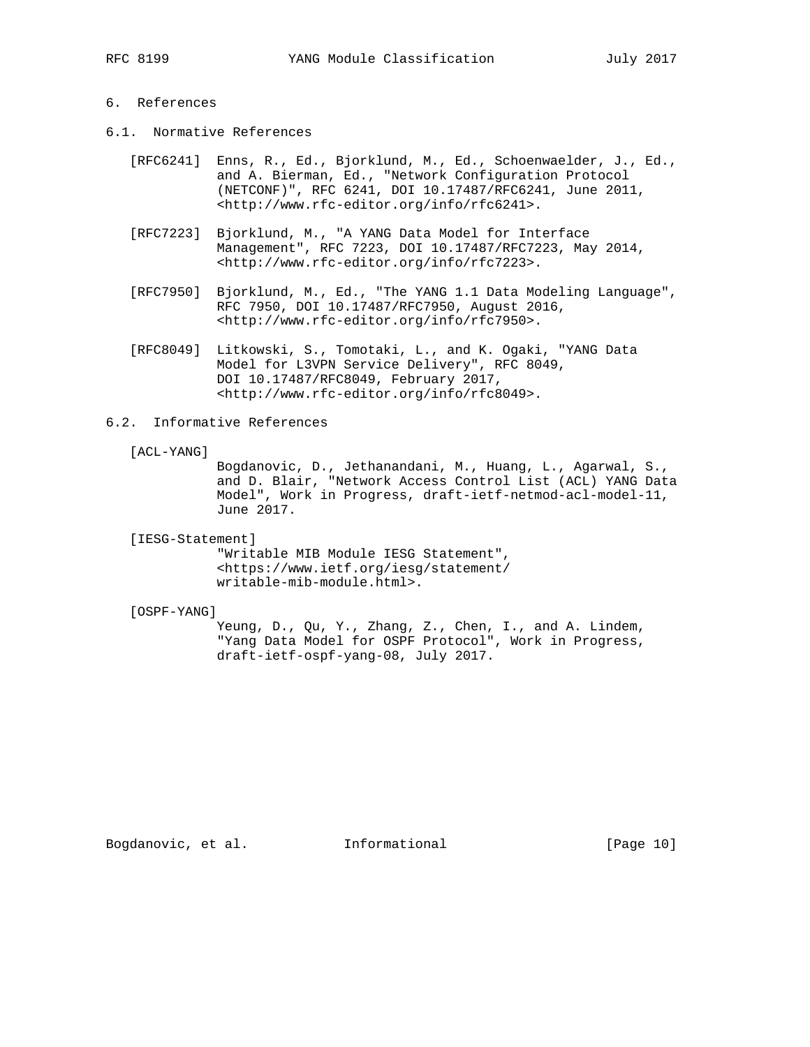# 6. References

## 6.1. Normative References

[RFC6241] Enns, R., Ed., Bjorklund, M., Ed., Schoenwaelder, J., Ed., and A. Bierman, Ed., "Network Configuration Protocol (NETCONF)", RFC 6241, DOI 10.17487/RFC6241, June 2011, <http://www.rfc-editor.org/info/rfc6241>.

[RFC7223] Bjorklund, M., "A YANG Data Model for Interface Management", RFC 7223, DOI 10.17487/RFC7223, May 2014, <http://www.rfc-editor.org/info/rfc7223>.

[RFC7950] Bjorklund, M., Ed., "The YANG 1.1 Data Modeling Language", RFC 7950, DOI 10.17487/RFC7950, August 2016, <http://www.rfc-editor.org/info/rfc7950>.

[RFC8049] Litkowski, S., Tomotaki, L., and K. Ogaki, "YANG Data Model for L3VPN Service Delivery", RFC 8049, DOI 10.17487/RFC8049, February 2017, <http://www.rfc-editor.org/info/rfc8049>.

## 6.2. Informative References

[ACL-YANG]
Bogdanovic, D., Jethanandani, M., Huang, L., Agarwal, S., and D. Blair, "Network Access Control List (ACL) YANG Data Model", Work in Progress, draft-ietf-netmod-acl-model-11, June 2017.

[IESG-Statement]
"Writable MIB Module IESG Statement", <https://www.ietf.org/iesg/statement/writable-mib-module.html>.

[OSPF-YANG]
Yeung, D., Qu, Y., Zhang, Z., Chen, I., and A. Lindem, "Yang Data Model for OSPF Protocol", Work in Progress, draft-ietf-ospf-yang-08, July 2017.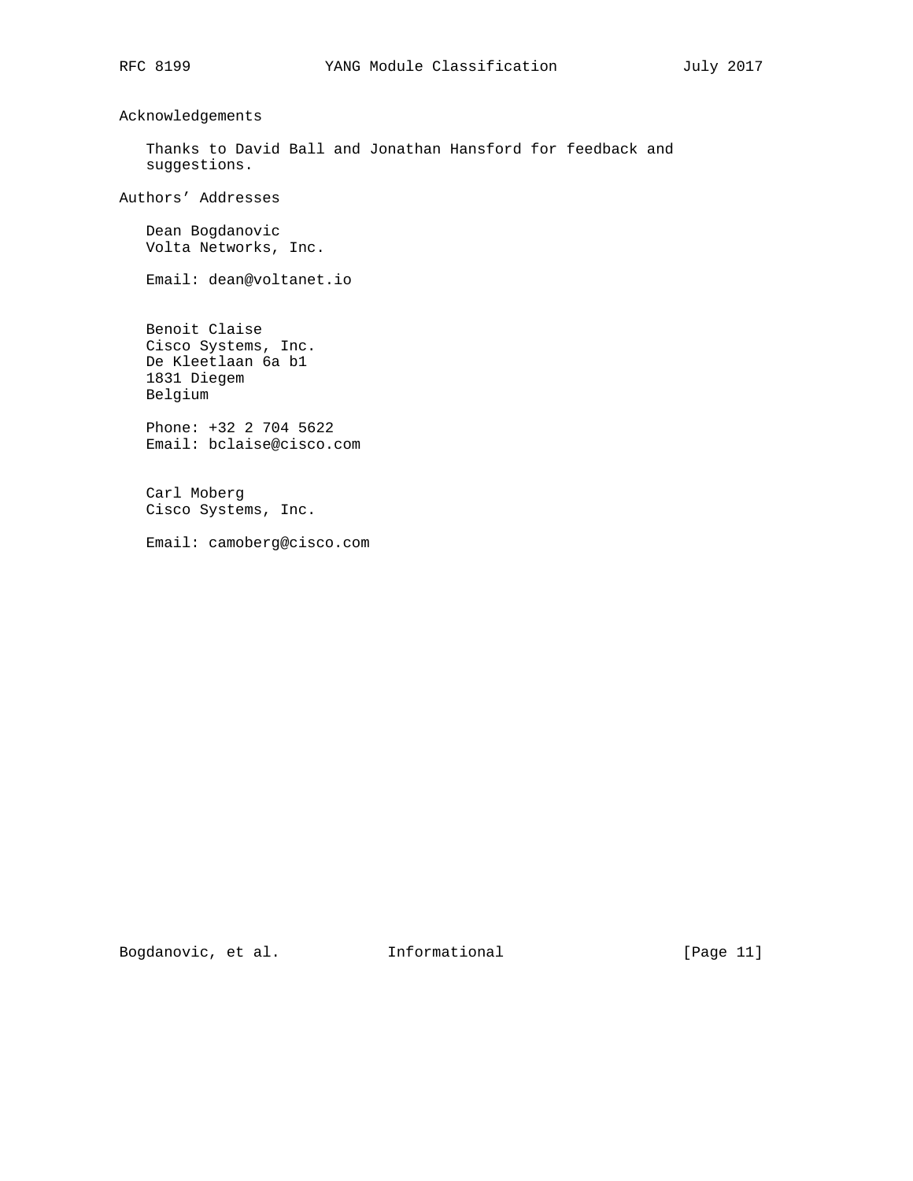## Acknowledgements

Thanks to David Ball and Jonathan Hansford for feedback and suggestions.

## Authors' Addresses

Dean Bogdanovic
Volta Networks, Inc.

Email: dean@voltanet.io

Benoit Claise
Cisco Systems, Inc.
De Kleetlaan 6a b1
1831 Diegem
Belgium

Phone: +32 2 704 5622
Email: bclaise@cisco.com

Carl Moberg
Cisco Systems, Inc.

Email: camoberg@cisco.com